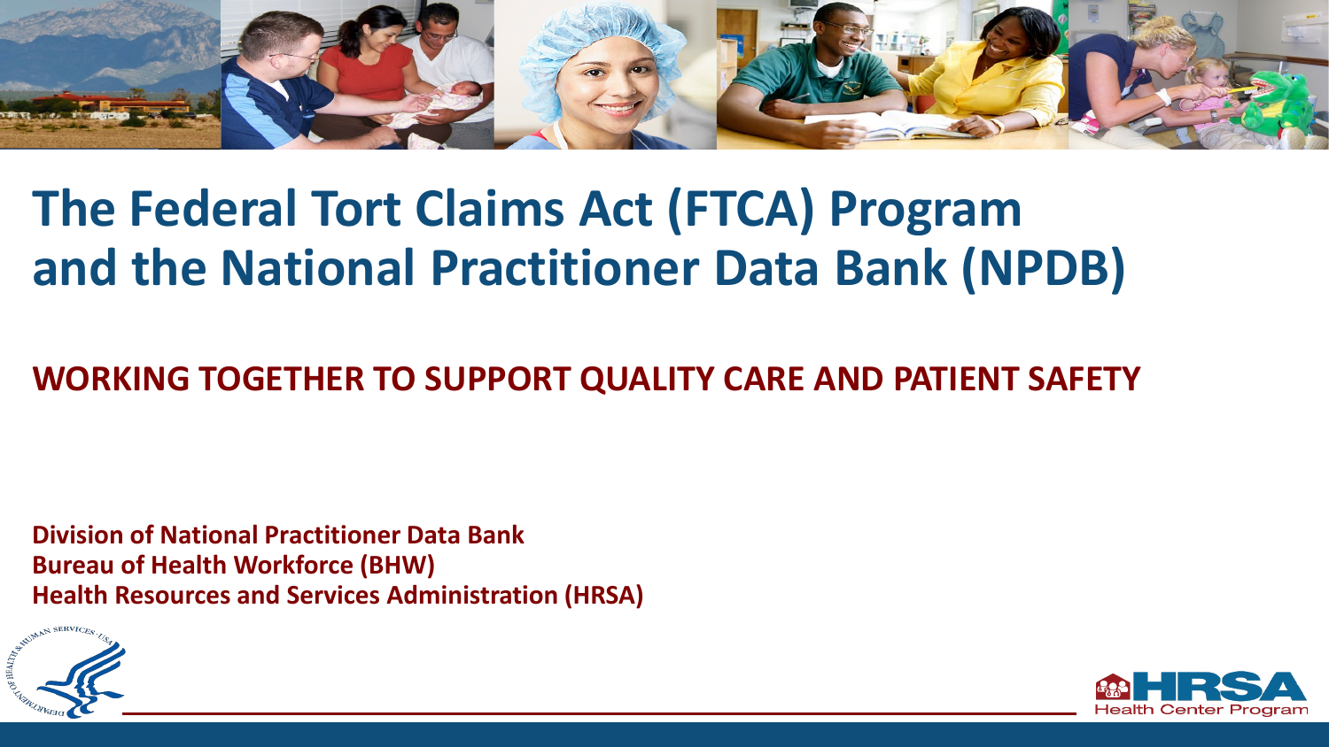# The Federal Tort Claims Act (FTCA) Program and the National Practitioner Data Bank (NPDB)

## WORKING TOGETHER TO SUPPORT QUALITY CARE AND PATIENT SAFETY

**Division of National Practitioner Data Bank**
**Bureau of Health Workforce (BHW)**
**Health Resources and Services Administration (HRSA)**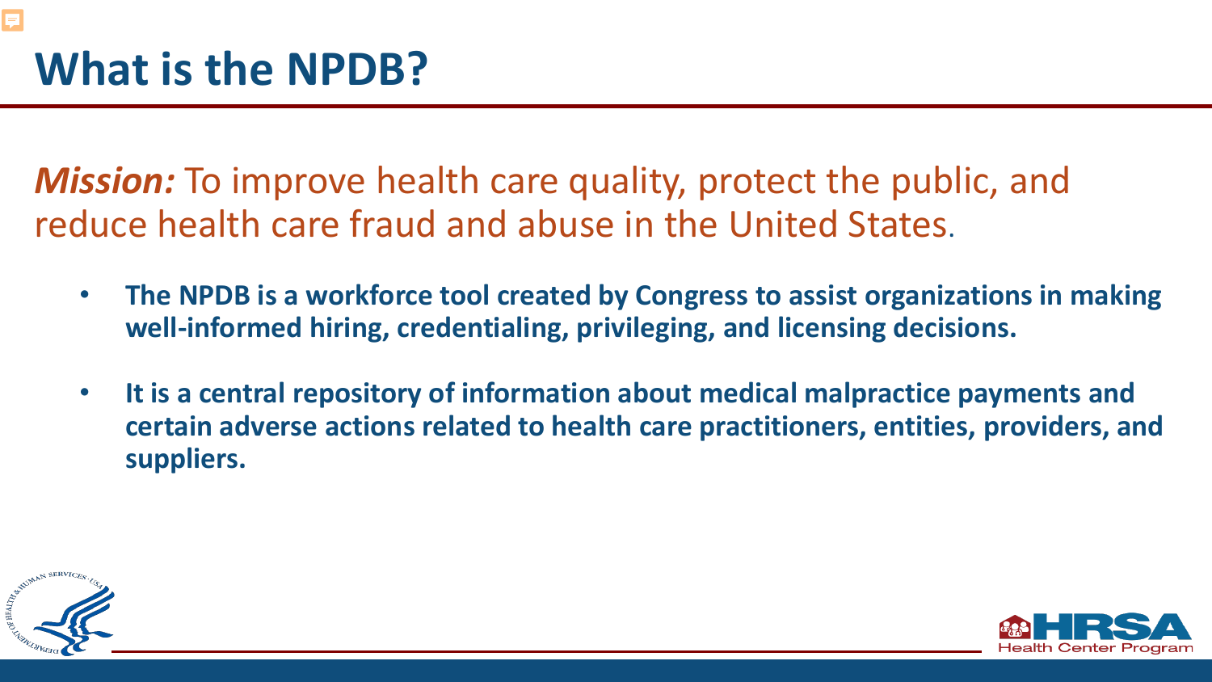# What is the NPDB?

***Mission:*** To improve health care quality, protect the public, and reduce health care fraud and abuse in the United States.

- **The NPDB is a workforce tool created by Congress to assist organizations in making well-informed hiring, credentialing, privileging, and licensing decisions.**
- **It is a central repository of information about medical malpractice payments and certain adverse actions related to health care practitioners, entities, providers, and suppliers.**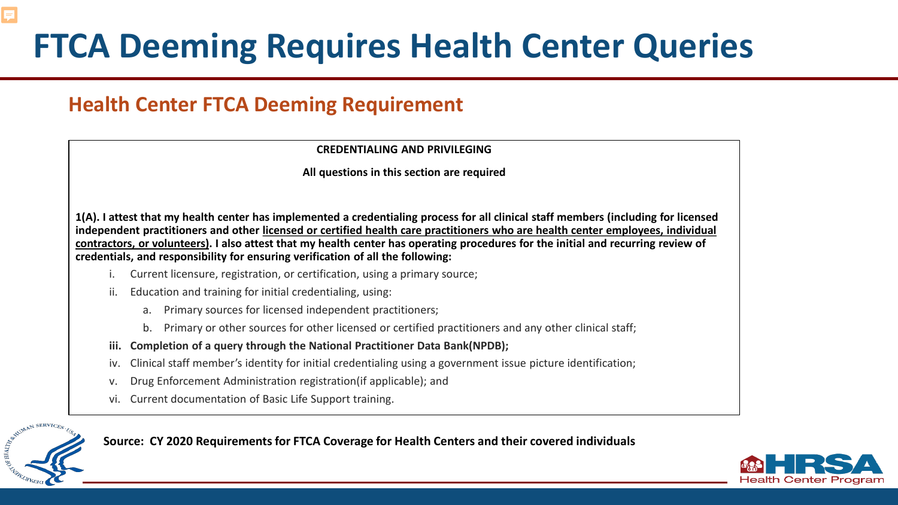# FTCA Deeming Requires Health Center Queries

## Health Center FTCA Deeming Requirement

**CREDENTIALING AND PRIVILEGING**

**All questions in this section are required**

**1(A). I attest that my health center has implemented a credentialing process for all clinical staff members (including for licensed independent practitioners and other <u>licensed or certified health care practitioners who are health center employees, individual contractors, or volunteers)</u>. I also attest that my health center has operating procedures for the initial and recurring review of credentials, and responsibility for ensuring verification of all the following:**

i. Current licensure, registration, or certification, using a primary source;

ii. Education and training for initial credentialing, using:

   a. Primary sources for licensed independent practitioners;

   b. Primary or other sources for other licensed or certified practitioners and any other clinical staff;

**iii. Completion of a query through the National Practitioner Data Bank(NPDB);**

iv. Clinical staff member's identity for initial credentialing using a government issue picture identification;

v. Drug Enforcement Administration registration(if applicable); and

vi. Current documentation of Basic Life Support training.

**Source: CY 2020 Requirements for FTCA Coverage for Health Centers and their covered individuals**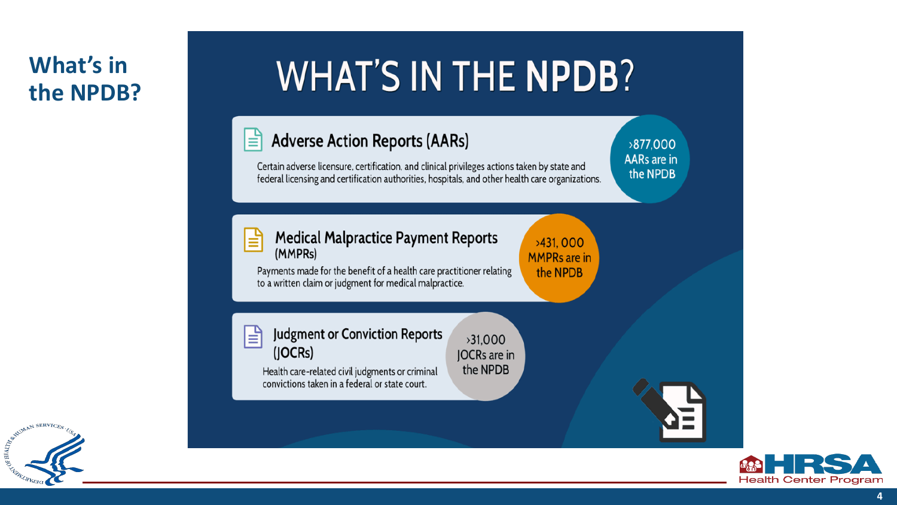# What's in the NPDB?

## WHAT'S IN THE NPDB?

### Adverse Action Reports (AARs)

Certain adverse licensure, certification, and clinical privileges actions taken by state and federal licensing and certification authorities, hospitals, and other health care organizations.

>877,000 AARs are in the NPDB

### Medical Malpractice Payment Reports (MMPRs)

Payments made for the benefit of a health care practitioner relating to a written claim or judgment for medical malpractice.

>431, 000 MMPRs are in the NPDB

### Judgment or Conviction Reports (JOCRs)

Health care-related civil judgments or criminal convictions taken in a federal or state court.

>31,000 JOCRs are in the NPDB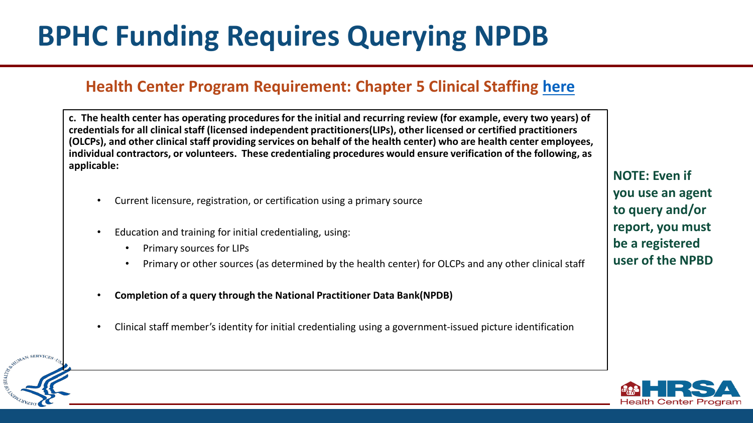# BPHC Funding Requires Querying NPDB

## Health Center Program Requirement: Chapter 5 Clinical Staffing here

**c. The health center has operating procedures for the initial and recurring review (for example, every two years) of credentials for all clinical staff (licensed independent practitioners(LIPs), other licensed or certified practitioners (OLCPs), and other clinical staff providing services on behalf of the health center) who are health center employees, individual contractors, or volunteers. These credentialing procedures would ensure verification of the following, as applicable:**

- Current licensure, registration, or certification using a primary source
- Education and training for initial credentialing, using:
  - Primary sources for LIPs
  - Primary or other sources (as determined by the health center) for OLCPs and any other clinical staff
- **Completion of a query through the National Practitioner Data Bank(NPDB)**
- Clinical staff member's identity for initial credentialing using a government-issued picture identification

**NOTE: Even if you use an agent to query and/or report, you must be a registered user of the NPBD**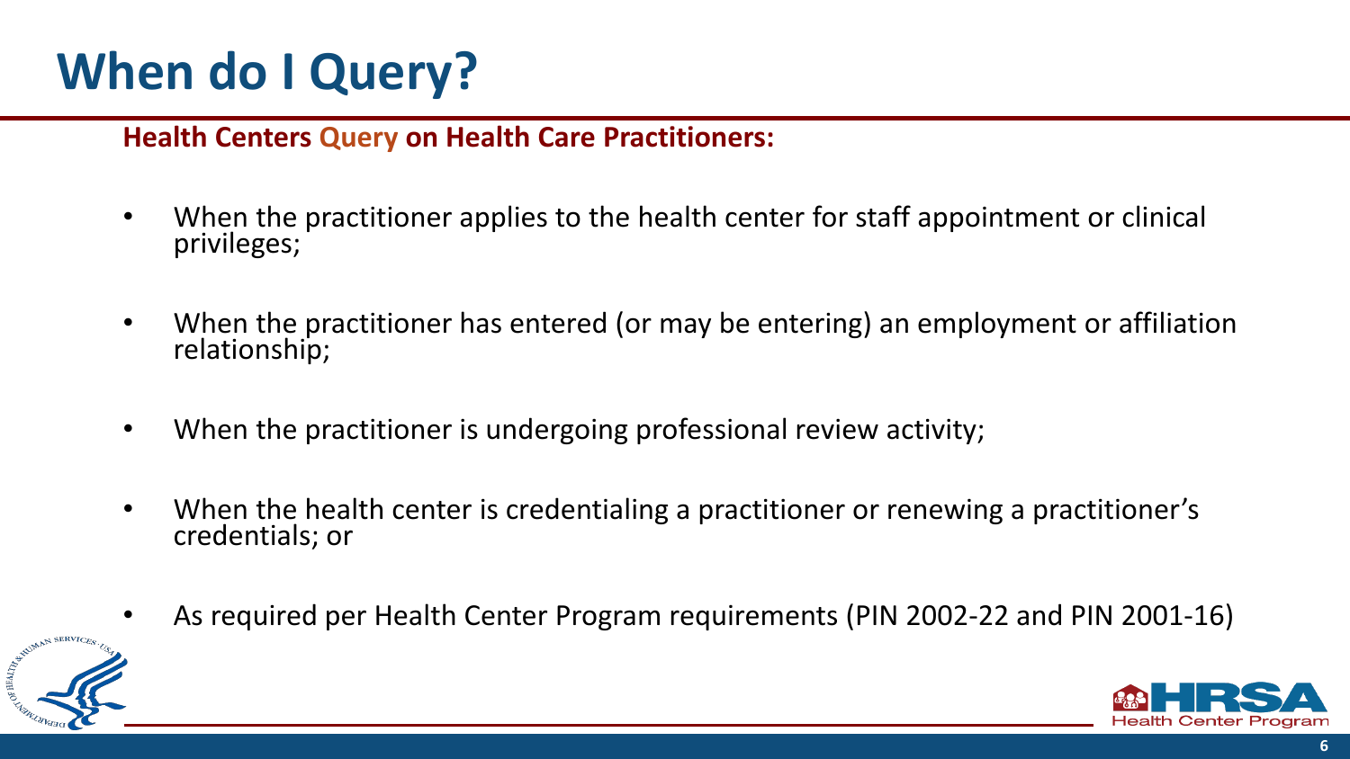# When do I Query?

**Health Centers Query on Health Care Practitioners:**

- When the practitioner applies to the health center for staff appointment or clinical privileges;
- When the practitioner has entered (or may be entering) an employment or affiliation relationship;
- When the practitioner is undergoing professional review activity;
- When the health center is credentialing a practitioner or renewing a practitioner's credentials; or
- As required per Health Center Program requirements (PIN 2002-22 and PIN 2001-16)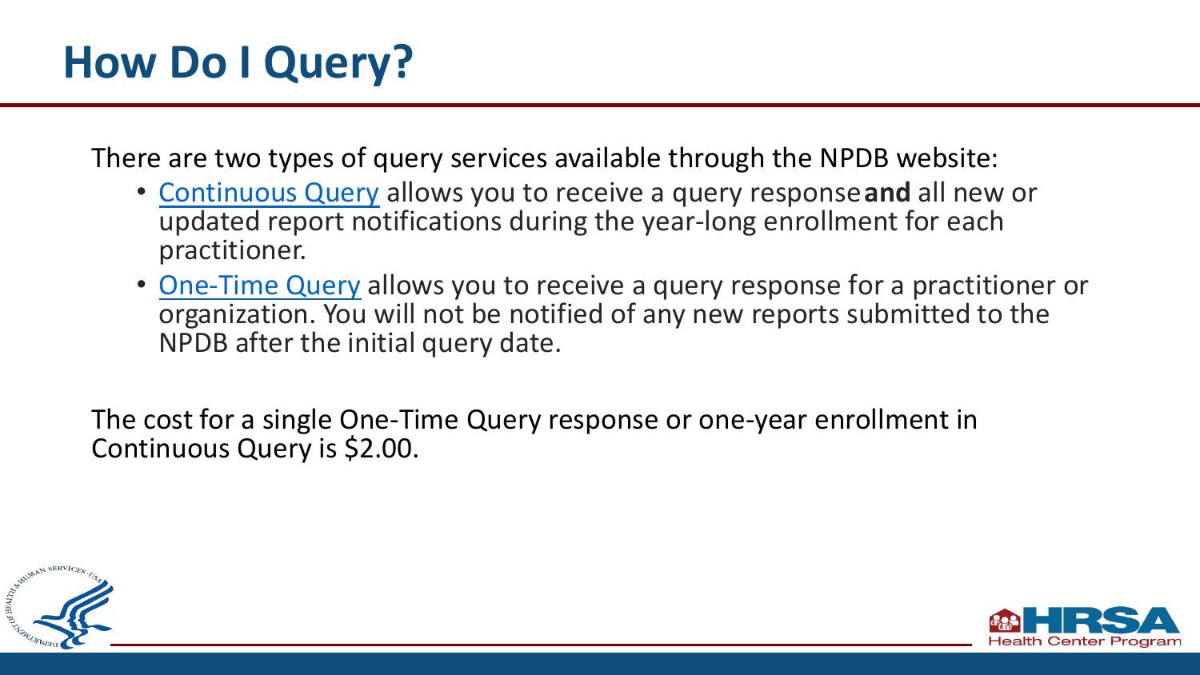# How Do I Query?

There are two types of query services available through the NPDB website:

- Continuous Query allows you to receive a query response **and** all new or updated report notifications during the year-long enrollment for each practitioner.
- One-Time Query allows you to receive a query response for a practitioner or organization. You will not be notified of any new reports submitted to the NPDB after the initial query date.

The cost for a single One-Time Query response or one-year enrollment in Continuous Query is $2.00.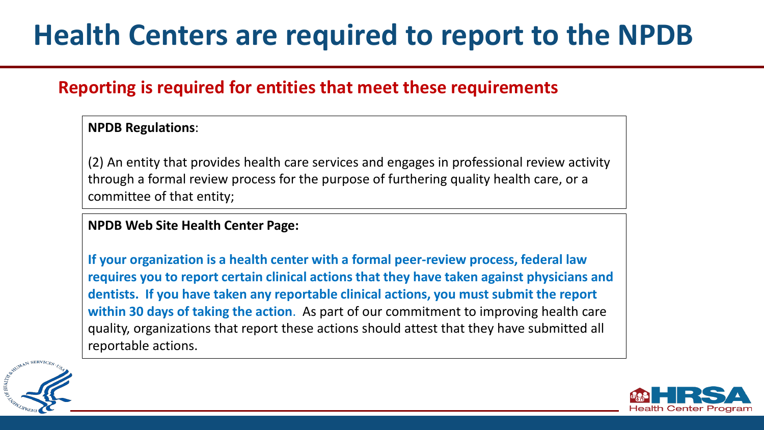# Health Centers are required to report to the NPDB

## Reporting is required for entities that meet these requirements

**NPDB Regulations**:

(2) An entity that provides health care services and engages in professional review activity through a formal review process for the purpose of furthering quality health care, or a committee of that entity;

**NPDB Web Site Health Center Page:**

**If your organization is a health center with a formal peer-review process, federal law requires you to report certain clinical actions that they have taken against physicians and dentists. If you have taken any reportable clinical actions, you must submit the report within 30 days of taking the action**. As part of our commitment to improving health care quality, organizations that report these actions should attest that they have submitted all reportable actions.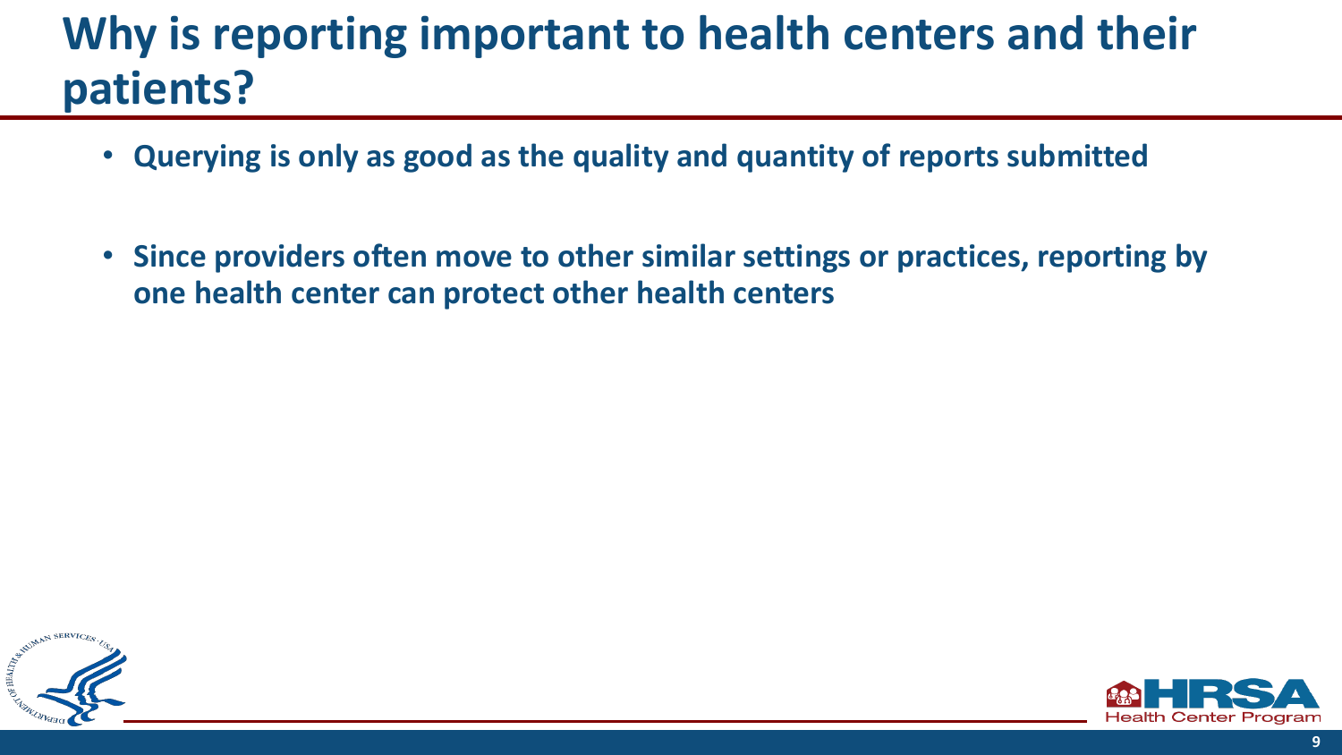# Why is reporting important to health centers and their patients?

- **Querying is only as good as the quality and quantity of reports submitted**
- **Since providers often move to other similar settings or practices, reporting by one health center can protect other health centers**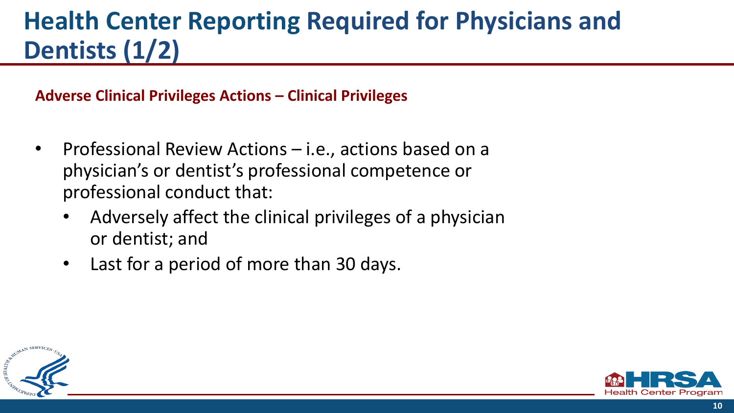# Health Center Reporting Required for Physicians and Dentists (1/2)

**Adverse Clinical Privileges Actions – Clinical Privileges**

- Professional Review Actions – i.e., actions based on a physician's or dentist's professional competence or professional conduct that:
  - Adversely affect the clinical privileges of a physician or dentist; and
  - Last for a period of more than 30 days.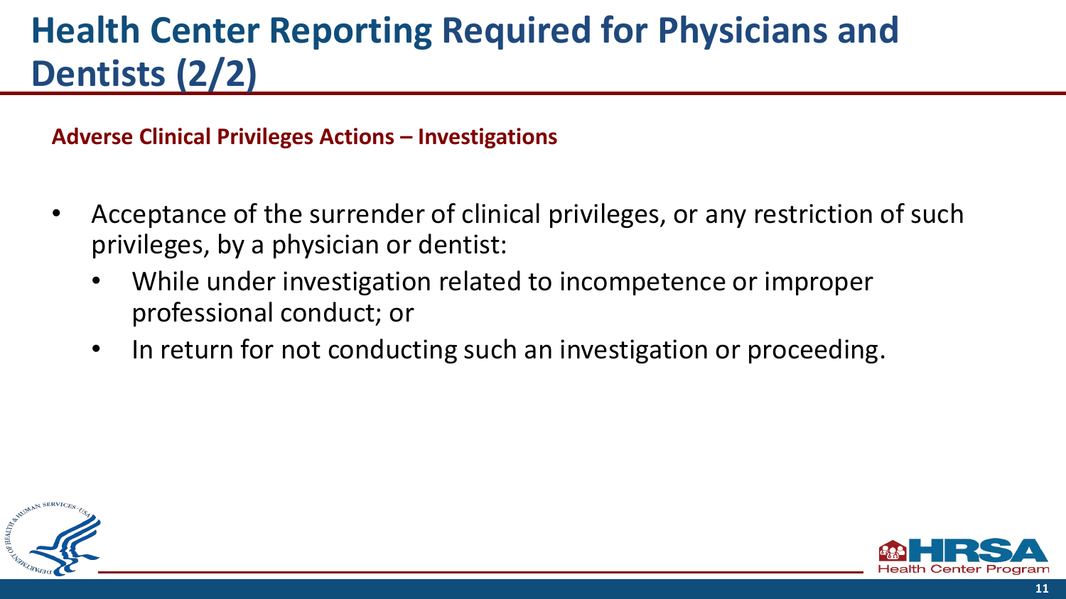# Health Center Reporting Required for Physicians and Dentists (2/2)

**Adverse Clinical Privileges Actions – Investigations**

- Acceptance of the surrender of clinical privileges, or any restriction of such privileges, by a physician or dentist:
  - While under investigation related to incompetence or improper professional conduct; or
  - In return for not conducting such an investigation or proceeding.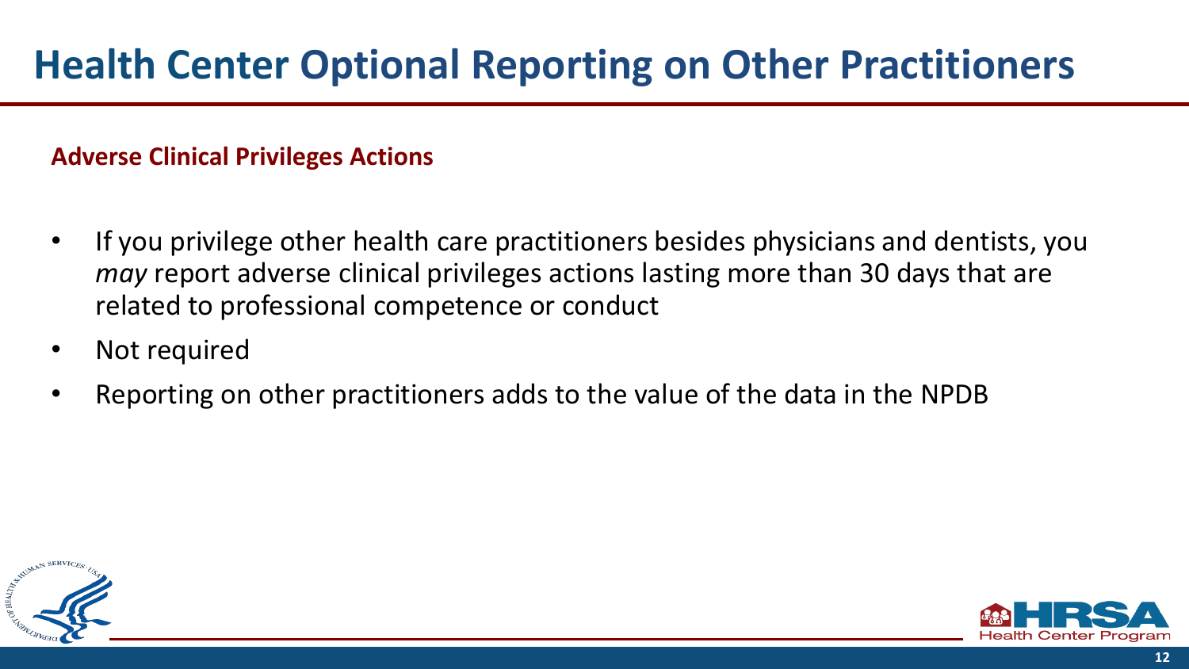# Health Center Optional Reporting on Other Practitioners

**Adverse Clinical Privileges Actions**

- If you privilege other health care practitioners besides physicians and dentists, you *may* report adverse clinical privileges actions lasting more than 30 days that are related to professional competence or conduct
- Not required
- Reporting on other practitioners adds to the value of the data in the NPDB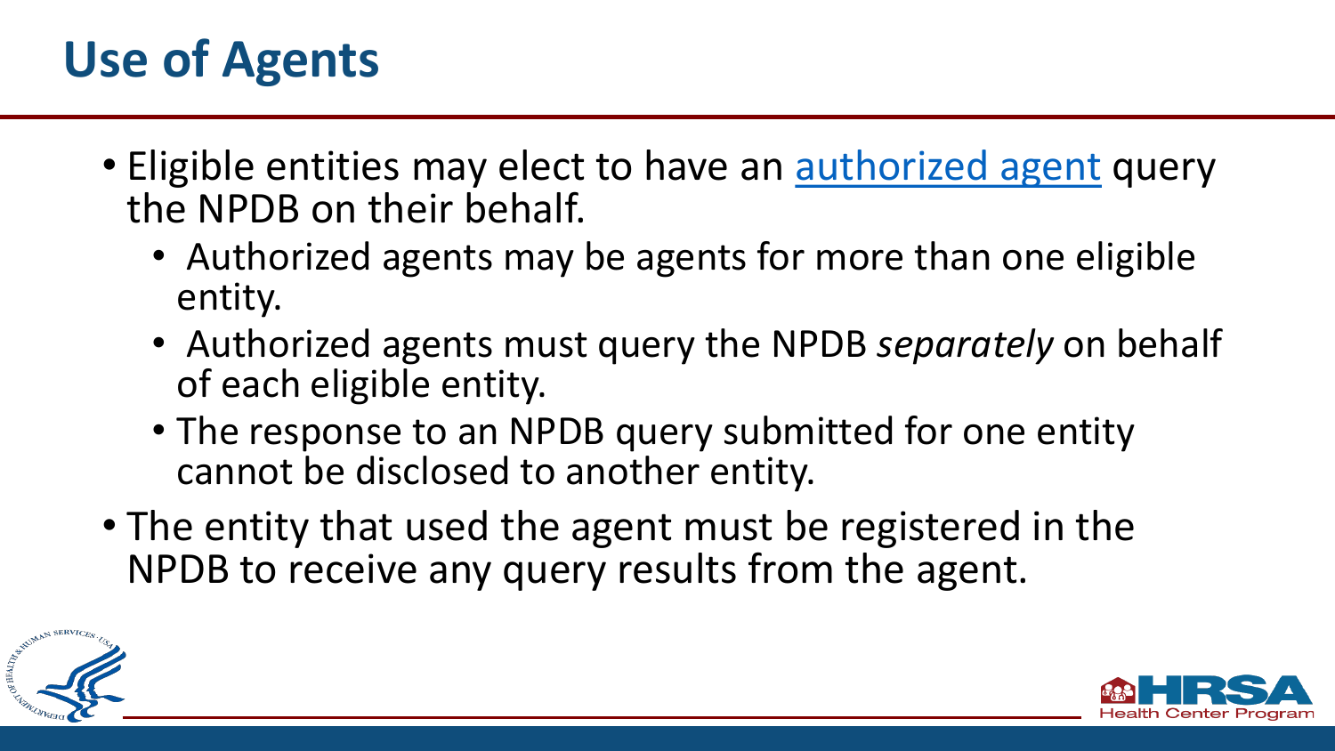# Use of Agents

- Eligible entities may elect to have an authorized agent query the NPDB on their behalf.
  - Authorized agents may be agents for more than one eligible entity.
  - Authorized agents must query the NPDB *separately* on behalf of each eligible entity.
  - The response to an NPDB query submitted for one entity cannot be disclosed to another entity.
- The entity that used the agent must be registered in the NPDB to receive any query results from the agent.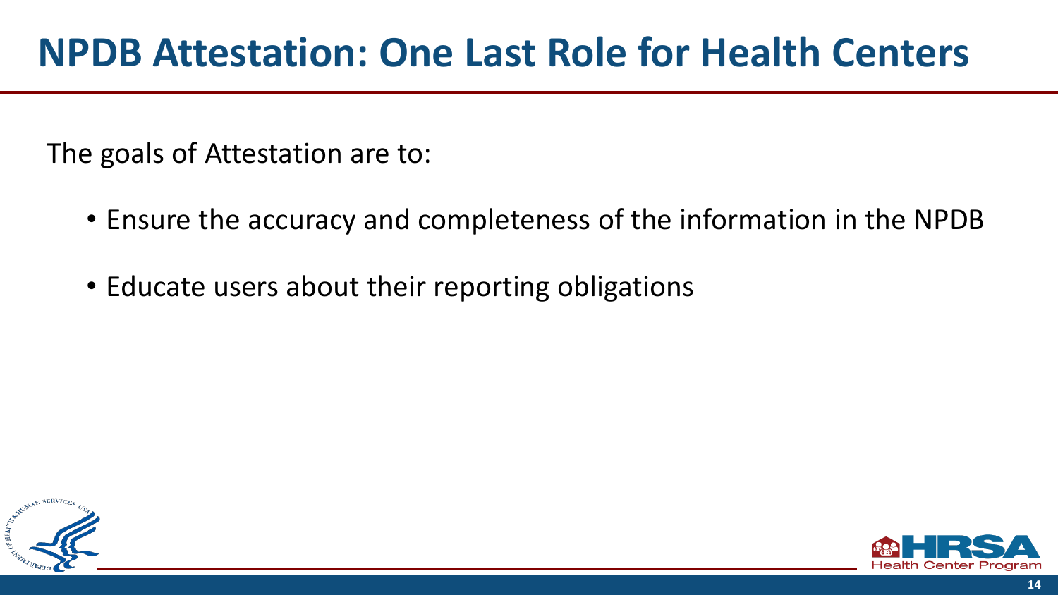# NPDB Attestation: One Last Role for Health Centers

The goals of Attestation are to:

- Ensure the accuracy and completeness of the information in the NPDB
- Educate users about their reporting obligations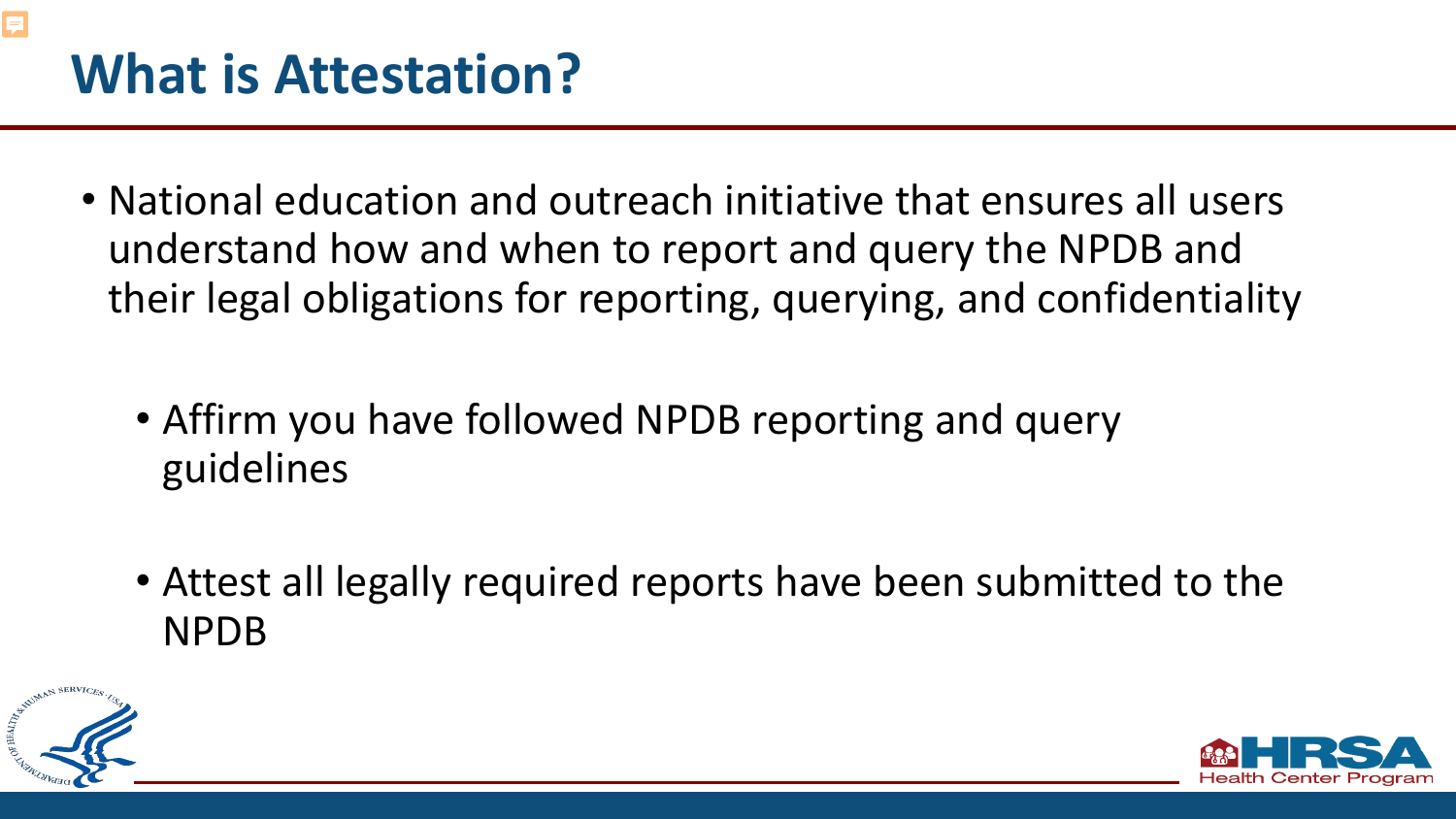# What is Attestation?

- National education and outreach initiative that ensures all users understand how and when to report and query the NPDB and their legal obligations for reporting, querying, and confidentiality
  - Affirm you have followed NPDB reporting and query guidelines
  - Attest all legally required reports have been submitted to the NPDB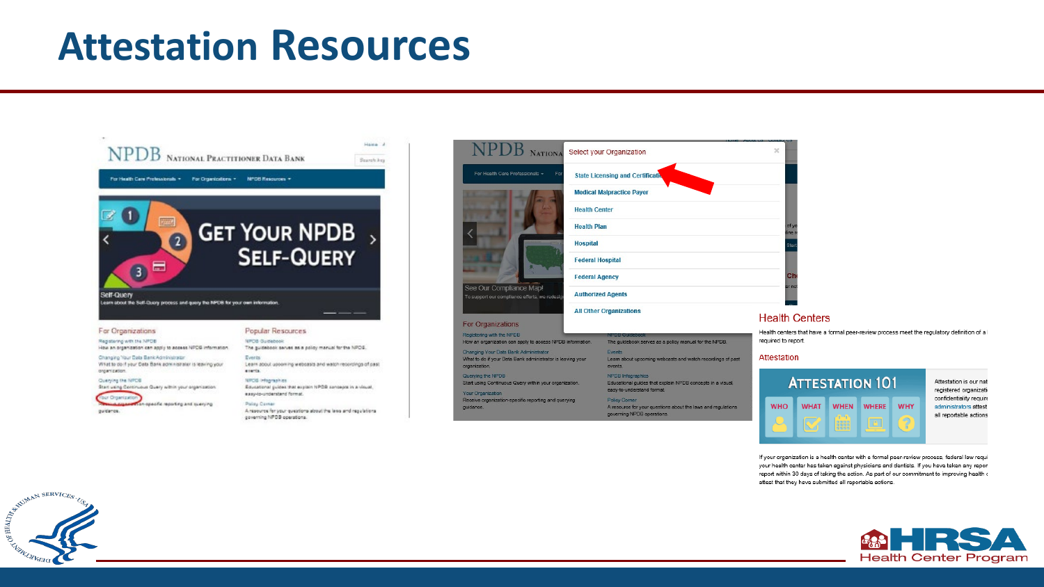# Attestation Resources

NPDB National Practitioner Data Bank

For Health Care Professionals ▾ For Organizations ▾ NPDB Resources ▾

Get Your NPDB Self-Query

Self-Query
Learn about the Self-Query process and query the NPDB for your own information.

For Organizations

Registering with the NPDB
How an organization can apply to access NPDB information.

Changing Your Data Bank Administrator
What to do if your Data Bank administrator is leaving your organization.

Querying the NPDB
Start using Continuous Query within your organization.

Your Organization
Receive organization-specific reporting and querying guidance.

Popular Resources

NPDB Guidebook
The guidebook serves as a policy manual for the NPDB.

Events
Learn about upcoming webcasts and watch recordings of past events.

NPDB Infographics
Educational guides that explain NPDB concepts in a visual, easy-to-understand format.

Policy Corner
A resource for your questions about the laws and regulations governing NPDB operations.

Select your Organization

- State Licensing and Certification
- Medical Malpractice Payer
- Health Center
- Health Plan
- Hospital
- Federal Hospital
- Federal Agency
- Authorized Agents
- All Other Organizations

See Our Compliance Map!

## Health Centers

Health centers that have a formal peer-review process meet the regulatory definition of a ... required to report.

### Attestation

Attestation 101: Who, What, When, Where, Why

Attestation is our nat... registered organizati... confidentiality requir... administrators attest... all reportable actions

If your organization is a health center with a formal peer-review process, federal law requi... your health center has taken against physicians and dentists. If you have taken any repor... report within 30 days of taking the action. As part of our commitment to improving health c... attest that they have submitted all reportable actions.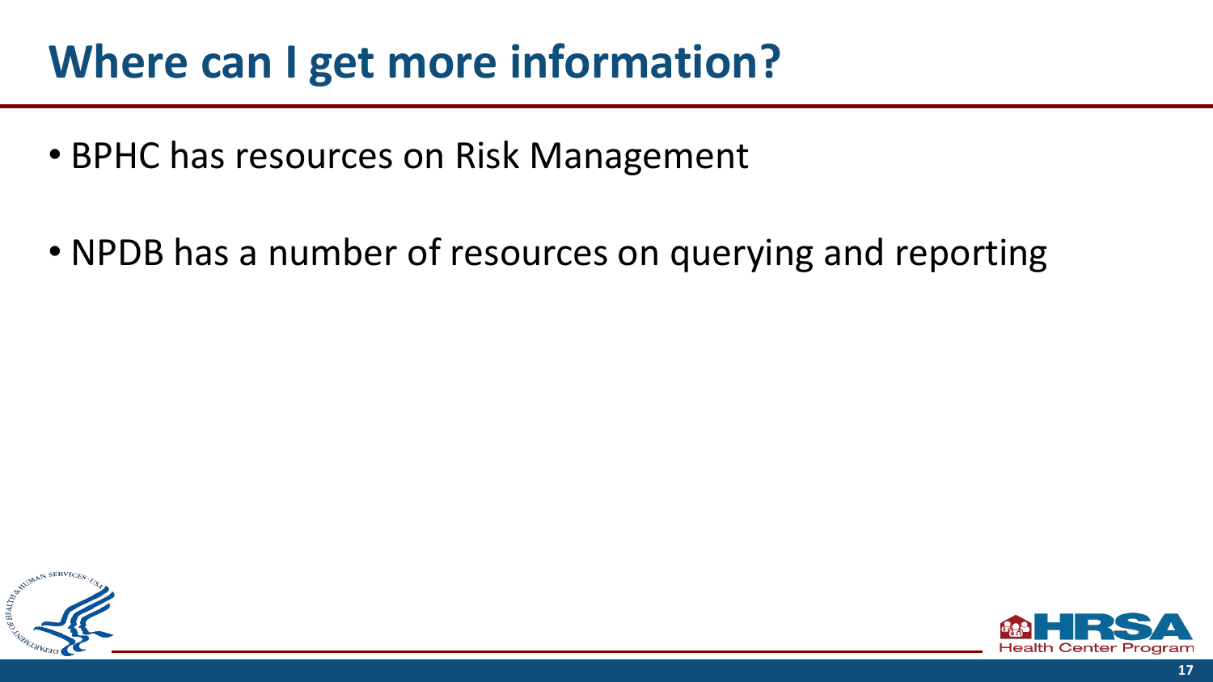# Where can I get more information?

- BPHC has resources on Risk Management
- NPDB has a number of resources on querying and reporting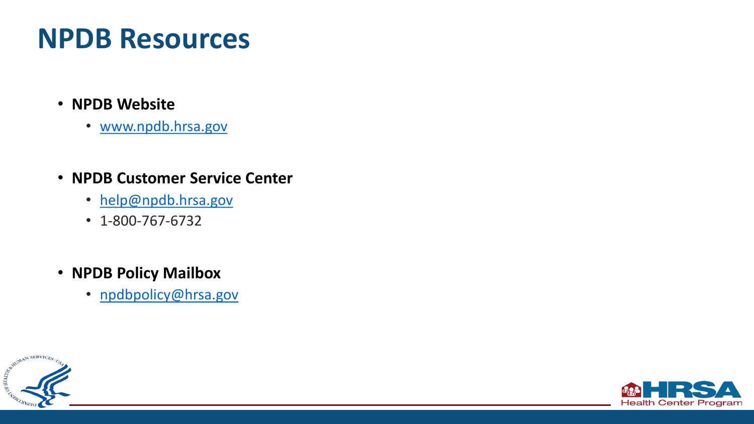# NPDB Resources

- **NPDB Website**
  - www.npdb.hrsa.gov
- **NPDB Customer Service Center**
  - help@npdb.hrsa.gov
  - 1-800-767-6732
- **NPDB Policy Mailbox**
  - npdbpolicy@hrsa.gov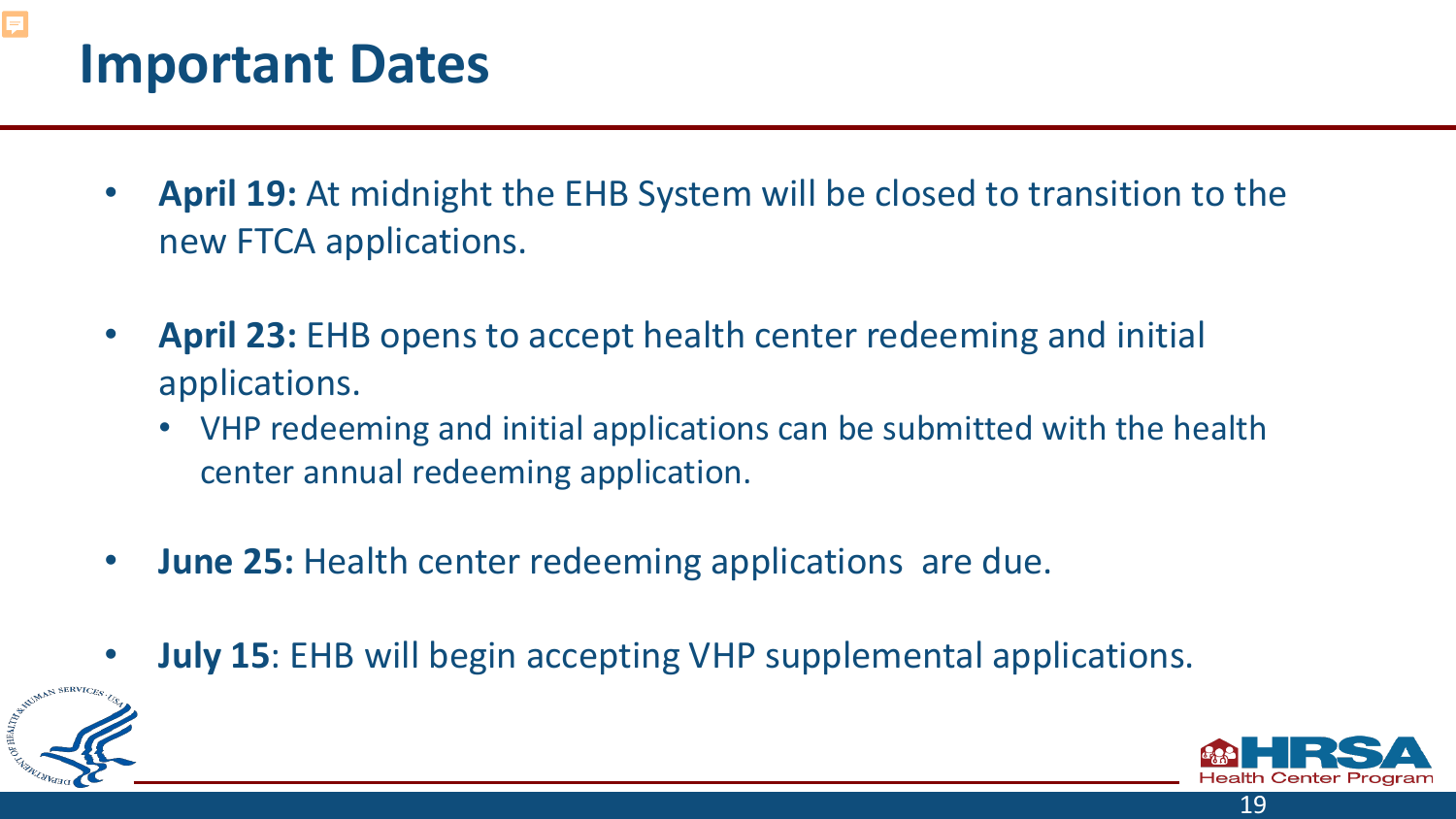# Important Dates

- **April 19:** At midnight the EHB System will be closed to transition to the new FTCA applications.
- **April 23:** EHB opens to accept health center redeeming and initial applications.
  - VHP redeeming and initial applications can be submitted with the health center annual redeeming application.
- **June 25:** Health center redeeming applications are due.
- **July 15**: EHB will begin accepting VHP supplemental applications.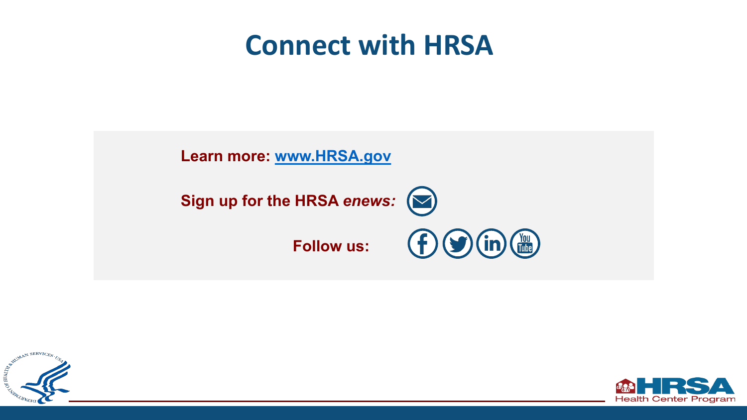# Connect with HRSA

**Learn more: [www.HRSA.gov](http://www.HRSA.gov)**

**Sign up for the HRSA *enews:***

**Follow us:**